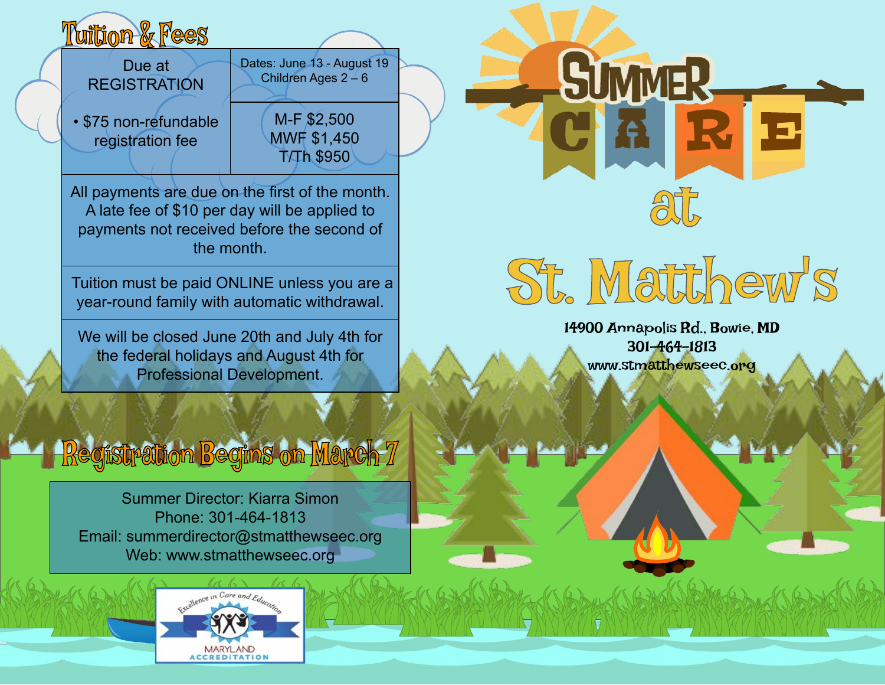# Summer Care at St. Matthew's

14900 Annapolis Rd., Bowie, MD
301-464-1813
www.stmatthewseec.org

## Tuition & Fees

| Due at REGISTRATION | Dates: June 13 - August 19<br>Children Ages 2 – 6 |
|---|---|
| • $75 non-refundable registration fee | M-F $2,500<br>MWF $1,450<br>T/Th $950 |

All payments are due on the first of the month. A late fee of $10 per day will be applied to payments not received before the second of the month.

Tuition must be paid ONLINE unless you are a year-round family with automatic withdrawal.

We will be closed June 20th and July 4th for the federal holidays and August 4th for Professional Development.

## Registration Begins on March 7

Summer Director: Kiarra Simon
Phone: 301-464-1813
Email: summerdirector@stmatthewseec.org
Web: www.stmatthewseec.org

Excellence in Care and Education
MARYLAND ACCREDITATION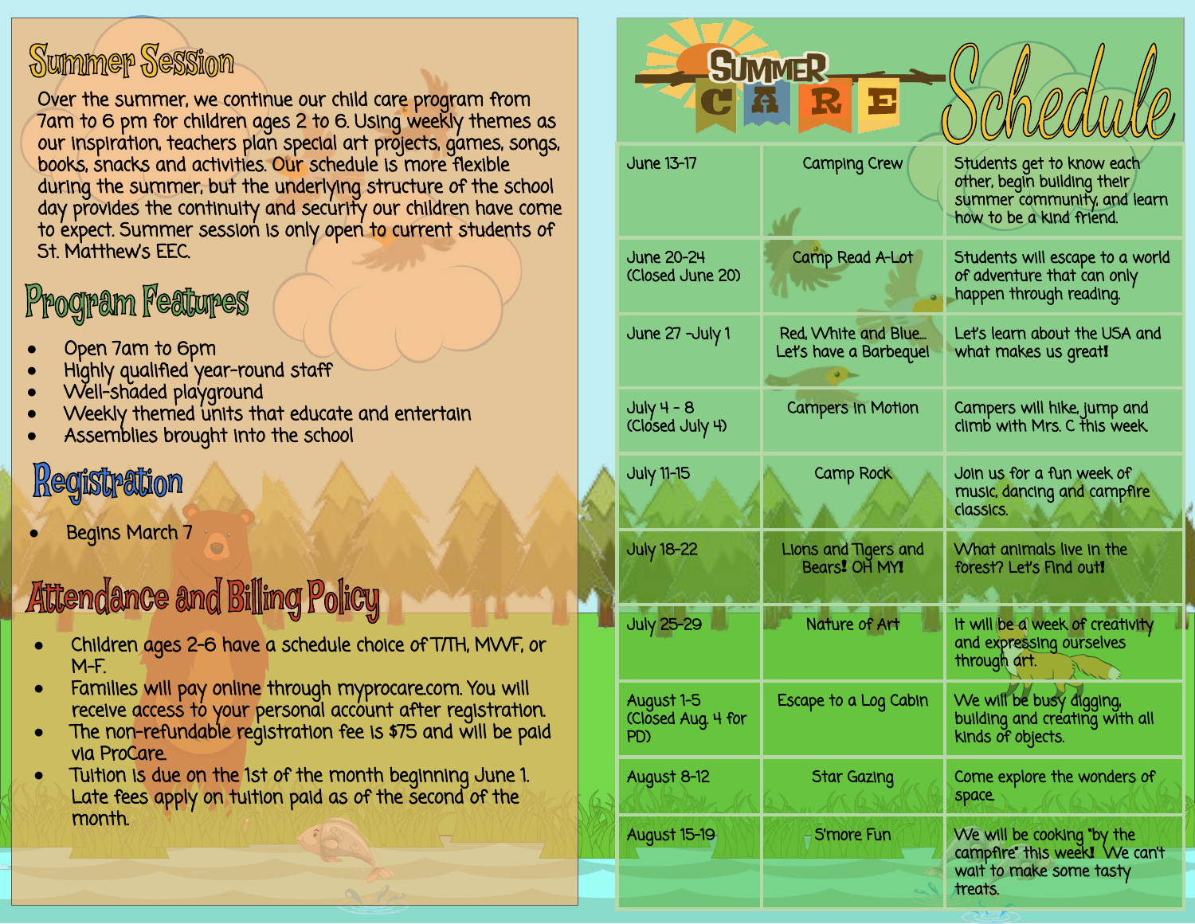## Summer Session

Over the summer, we continue our child care program from 7am to 6 pm for children ages 2 to 6. Using weekly themes as our inspiration, teachers plan special art projects, games, songs, books, snacks and activities. Our schedule is more flexible during the summer, but the underlying structure of the school day provides the continuity and security our children have come to expect. Summer session is only open to current students of St. Matthew's EEC.

## Program Features

- Open 7am to 6pm
- Highly qualified year-round staff
- Well-shaded playground
- Weekly themed units that educate and entertain
- Assemblies brought into the school

## Registration

- Begins March 7

## Attendance and Billing Policy

- Children ages 2-6 have a schedule choice of T/TH, MWF, or M-F.
- Families will pay online through myprocare.com. You will receive access to your personal account after registration.
- The non-refundable registration fee is $75 and will be paid via ProCare.
- Tuition is due on the 1st of the month beginning June 1. Late fees apply on tuition paid as of the second of the month.

# SUMMER CARE Schedule

| | | |
|---|---|---|
| June 13-17 | Camping Crew | Students get to know each other, begin building their summer community, and learn how to be a kind friend. |
| June 20-24 (Closed June 20) | Camp Read A-Lot | Students will escape to a world of adventure that can only happen through reading. |
| June 27 -July 1 | Red, White and Blue… Let's have a Barbeque! | Let's learn about the USA and what makes us great! |
| July 4 - 8 (Closed July 4) | Campers in Motion | Campers will hike, jump and climb with Mrs. C this week. |
| July 11-15 | Camp Rock | Join us for a fun week of music, dancing and campfire classics. |
| July 18-22 | Lions and Tigers and Bears! OH MY! | What animals live in the forest? Let's find out! |
| July 25-29 | Nature of Art | It will be a week of creativity and expressing ourselves through art. |
| August 1-5 (Closed Aug. 4 for PD) | Escape to a Log Cabin | We will be busy digging, building and creating with all kinds of objects. |
| August 8-12 | Star Gazing | Come explore the wonders of space. |
| August 15-19 | S'more Fun | We will be cooking "by the campfire" this week! We can't wait to make some tasty treats. |